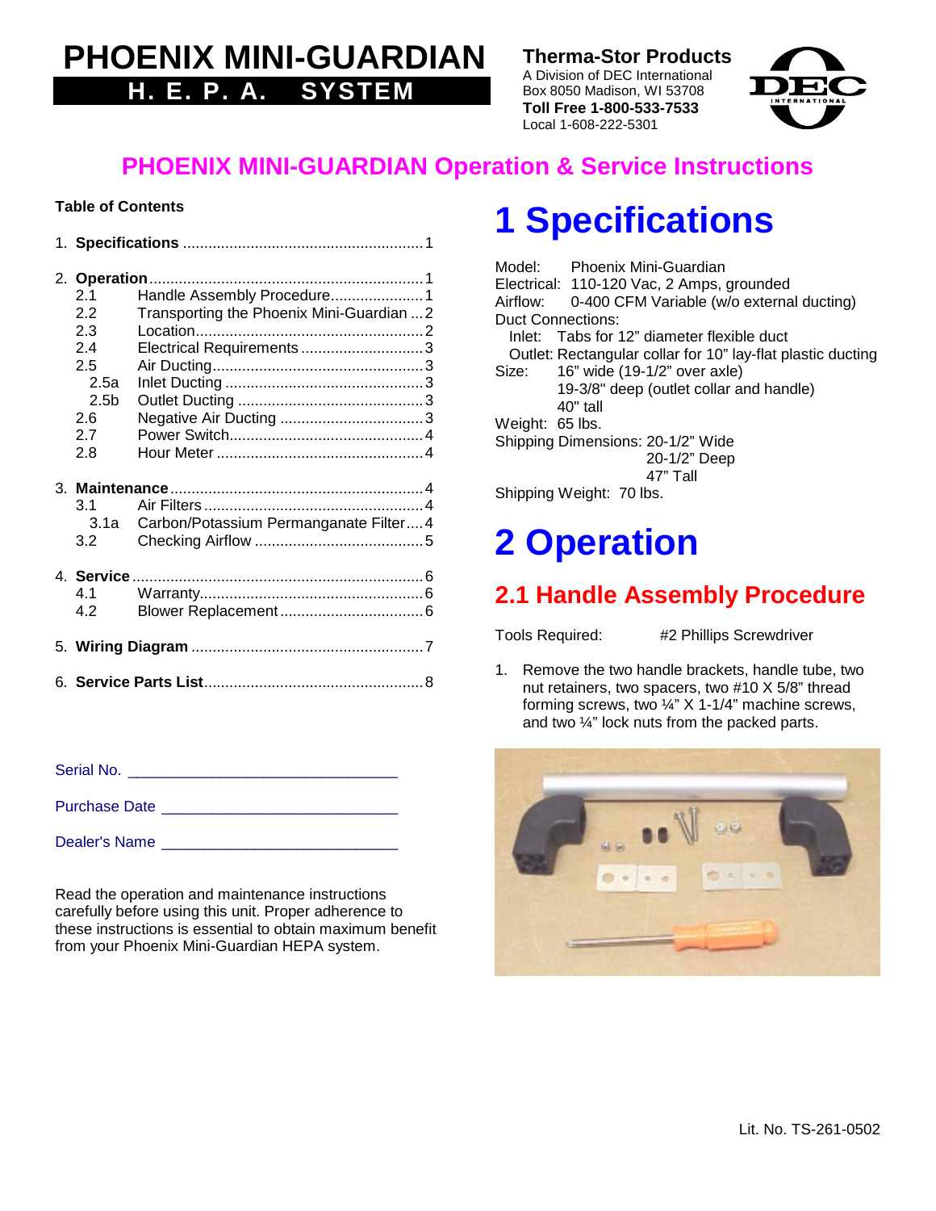# PHOENIX MINI-GUARDIAN

**H. E. P. A. SYSTEM**

**Therma-Stor Products**
A Division of DEC International
Box 8050 Madison, WI 53708
**Toll Free 1-800-533-7533**
Local 1-608-222-5301

## PHOENIX MINI-GUARDIAN Operation & Service Instructions

**Table of Contents**

1. **Specifications** ........ 1

2. **Operation** ........ 1
   - 2.1 Handle Assembly Procedure ........ 1
   - 2.2 Transporting the Phoenix Mini-Guardian ... 2
   - 2.3 Location ........ 2
   - 2.4 Electrical Requirements ........ 3
   - 2.5 Air Ducting ........ 3
     - 2.5a Inlet Ducting ........ 3
     - 2.5b Outlet Ducting ........ 3
   - 2.6 Negative Air Ducting ........ 3
   - 2.7 Power Switch ........ 4
   - 2.8 Hour Meter ........ 4

3. **Maintenance** ........ 4
   - 3.1 Air Filters ........ 4
     - 3.1a Carbon/Potassium Permanganate Filter ........ 4
   - 3.2 Checking Airflow ........ 5

4. **Service** ........ 6
   - 4.1 Warranty ........ 6
   - 4.2 Blower Replacement ........ 6

5. **Wiring Diagram** ........ 7

6. **Service Parts List** ........ 8

Serial No. ______________________________

Purchase Date ___________________________

Dealer's Name ___________________________

Read the operation and maintenance instructions carefully before using this unit. Proper adherence to these instructions is essential to obtain maximum benefit from your Phoenix Mini-Guardian HEPA system.

# 1 Specifications

Model: Phoenix Mini-Guardian
Electrical: 110-120 Vac, 2 Amps, grounded
Airflow: 0-400 CFM Variable (w/o external ducting)
Duct Connections:
  Inlet: Tabs for 12" diameter flexible duct
  Outlet: Rectangular collar for 10" lay-flat plastic ducting
Size: 16" wide (19-1/2" over axle)
  19-3/8" deep (outlet collar and handle)
  40" tall
Weight: 65 lbs.
Shipping Dimensions: 20-1/2" Wide
  20-1/2" Deep
  47" Tall
Shipping Weight: 70 lbs.

# 2 Operation

## 2.1 Handle Assembly Procedure

Tools Required: #2 Phillips Screwdriver

1. Remove the two handle brackets, handle tube, two nut retainers, two spacers, two #10 X 5/8" thread forming screws, two ¼" X 1-1/4" machine screws, and two ¼" lock nuts from the packed parts.

Lit. No. TS-261-0502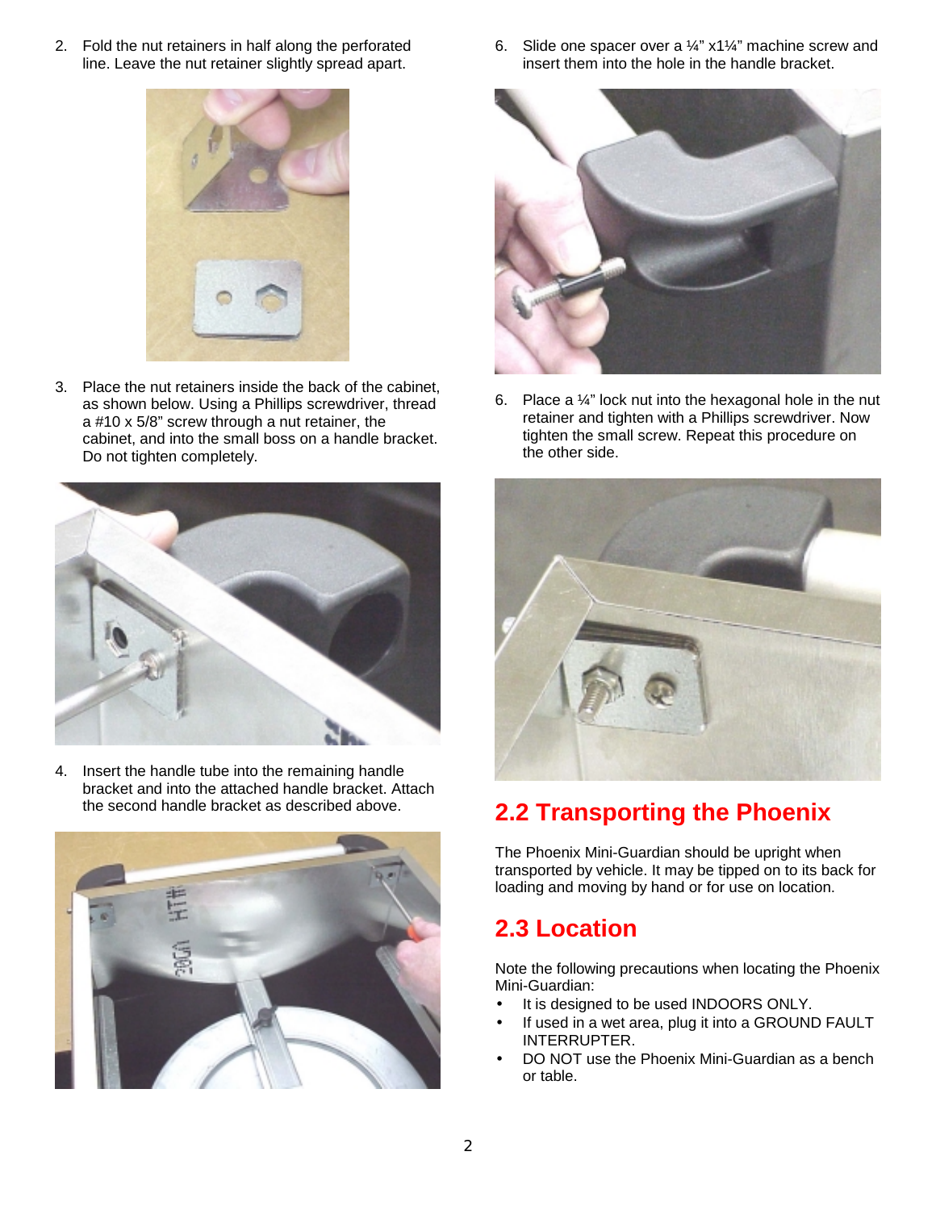2. Fold the nut retainers in half along the perforated line. Leave the nut retainer slightly spread apart.

3. Place the nut retainers inside the back of the cabinet, as shown below. Using a Phillips screwdriver, thread a #10 x 5/8" screw through a nut retainer, the cabinet, and into the small boss on a handle bracket. Do not tighten completely.

4. Insert the handle tube into the remaining handle bracket and into the attached handle bracket. Attach the second handle bracket as described above.

6. Slide one spacer over a ¼" x1¼" machine screw and insert them into the hole in the handle bracket.

6. Place a ¼" lock nut into the hexagonal hole in the nut retainer and tighten with a Phillips screwdriver. Now tighten the small screw. Repeat this procedure on the other side.

## 2.2 Transporting the Phoenix

The Phoenix Mini-Guardian should be upright when transported by vehicle. It may be tipped on to its back for loading and moving by hand or for use on location.

## 2.3 Location

Note the following precautions when locating the Phoenix Mini-Guardian:

- It is designed to be used INDOORS ONLY.
- If used in a wet area, plug it into a GROUND FAULT INTERRUPTER.
- DO NOT use the Phoenix Mini-Guardian as a bench or table.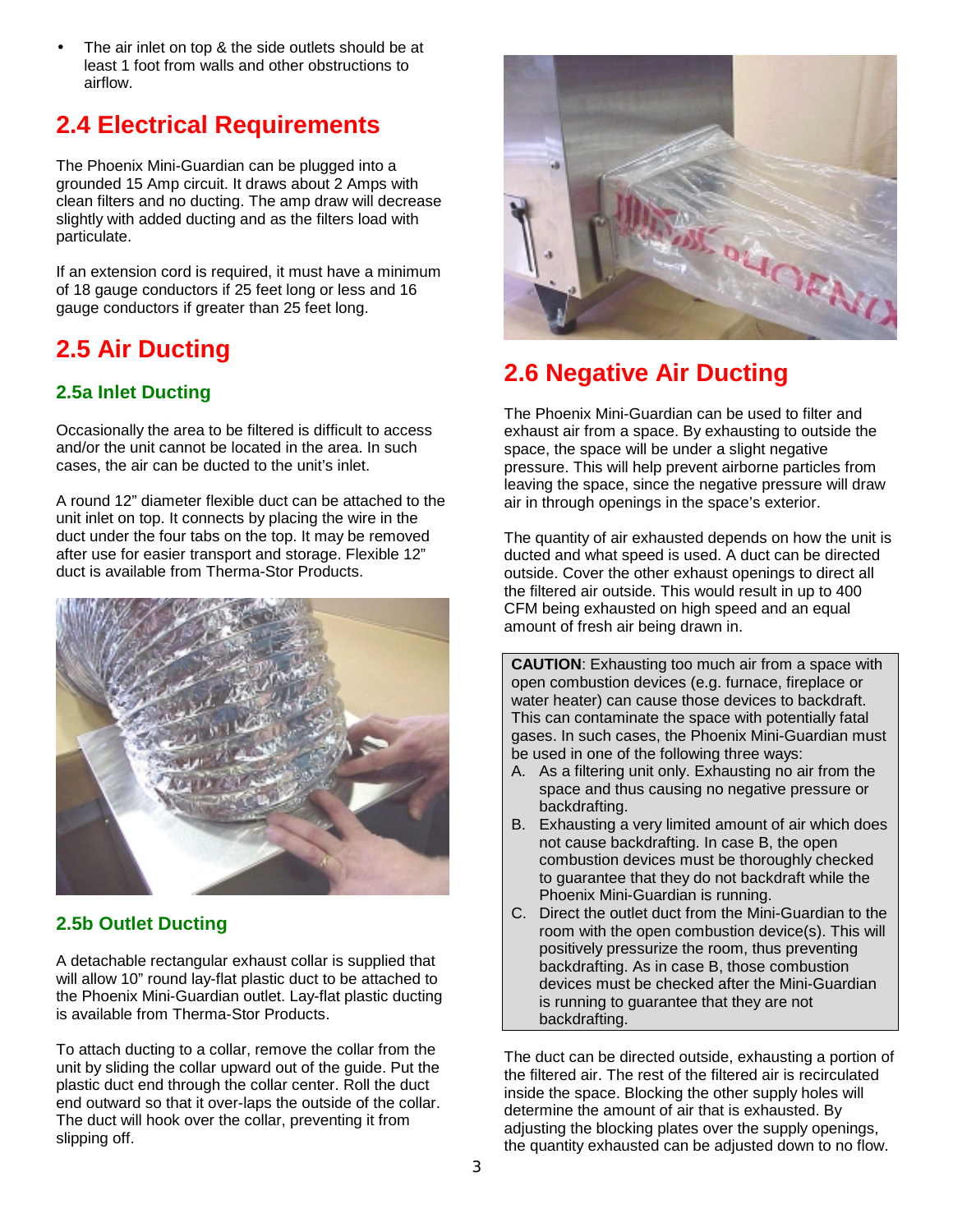- The air inlet on top & the side outlets should be at least 1 foot from walls and other obstructions to airflow.

## 2.4 Electrical Requirements

The Phoenix Mini-Guardian can be plugged into a grounded 15 Amp circuit. It draws about 2 Amps with clean filters and no ducting. The amp draw will decrease slightly with added ducting and as the filters load with particulate.

If an extension cord is required, it must have a minimum of 18 gauge conductors if 25 feet long or less and 16 gauge conductors if greater than 25 feet long.

## 2.5 Air Ducting

### 2.5a Inlet Ducting

Occasionally the area to be filtered is difficult to access and/or the unit cannot be located in the area. In such cases, the air can be ducted to the unit's inlet.

A round 12" diameter flexible duct can be attached to the unit inlet on top. It connects by placing the wire in the duct under the four tabs on the top. It may be removed after use for easier transport and storage. Flexible 12" duct is available from Therma-Stor Products.

### 2.5b Outlet Ducting

A detachable rectangular exhaust collar is supplied that will allow 10" round lay-flat plastic duct to be attached to the Phoenix Mini-Guardian outlet. Lay-flat plastic ducting is available from Therma-Stor Products.

To attach ducting to a collar, remove the collar from the unit by sliding the collar upward out of the guide. Put the plastic duct end through the collar center. Roll the duct end outward so that it over-laps the outside of the collar. The duct will hook over the collar, preventing it from slipping off.

## 2.6 Negative Air Ducting

The Phoenix Mini-Guardian can be used to filter and exhaust air from a space. By exhausting to outside the space, the space will be under a slight negative pressure. This will help prevent airborne particles from leaving the space, since the negative pressure will draw air in through openings in the space's exterior.

The quantity of air exhausted depends on how the unit is ducted and what speed is used. A duct can be directed outside. Cover the other exhaust openings to direct all the filtered air outside. This would result in up to 400 CFM being exhausted on high speed and an equal amount of fresh air being drawn in.

**CAUTION**: Exhausting too much air from a space with open combustion devices (e.g. furnace, fireplace or water heater) can cause those devices to backdraft. This can contaminate the space with potentially fatal gases. In such cases, the Phoenix Mini-Guardian must be used in one of the following three ways:

A. As a filtering unit only. Exhausting no air from the space and thus causing no negative pressure or backdrafting.

B. Exhausting a very limited amount of air which does not cause backdrafting. In case B, the open combustion devices must be thoroughly checked to guarantee that they do not backdraft while the Phoenix Mini-Guardian is running.

C. Direct the outlet duct from the Mini-Guardian to the room with the open combustion device(s). This will positively pressurize the room, thus preventing backdrafting. As in case B, those combustion devices must be checked after the Mini-Guardian is running to guarantee that they are not backdrafting.

The duct can be directed outside, exhausting a portion of the filtered air. The rest of the filtered air is recirculated inside the space. Blocking the other supply holes will determine the amount of air that is exhausted. By adjusting the blocking plates over the supply openings, the quantity exhausted can be adjusted down to no flow.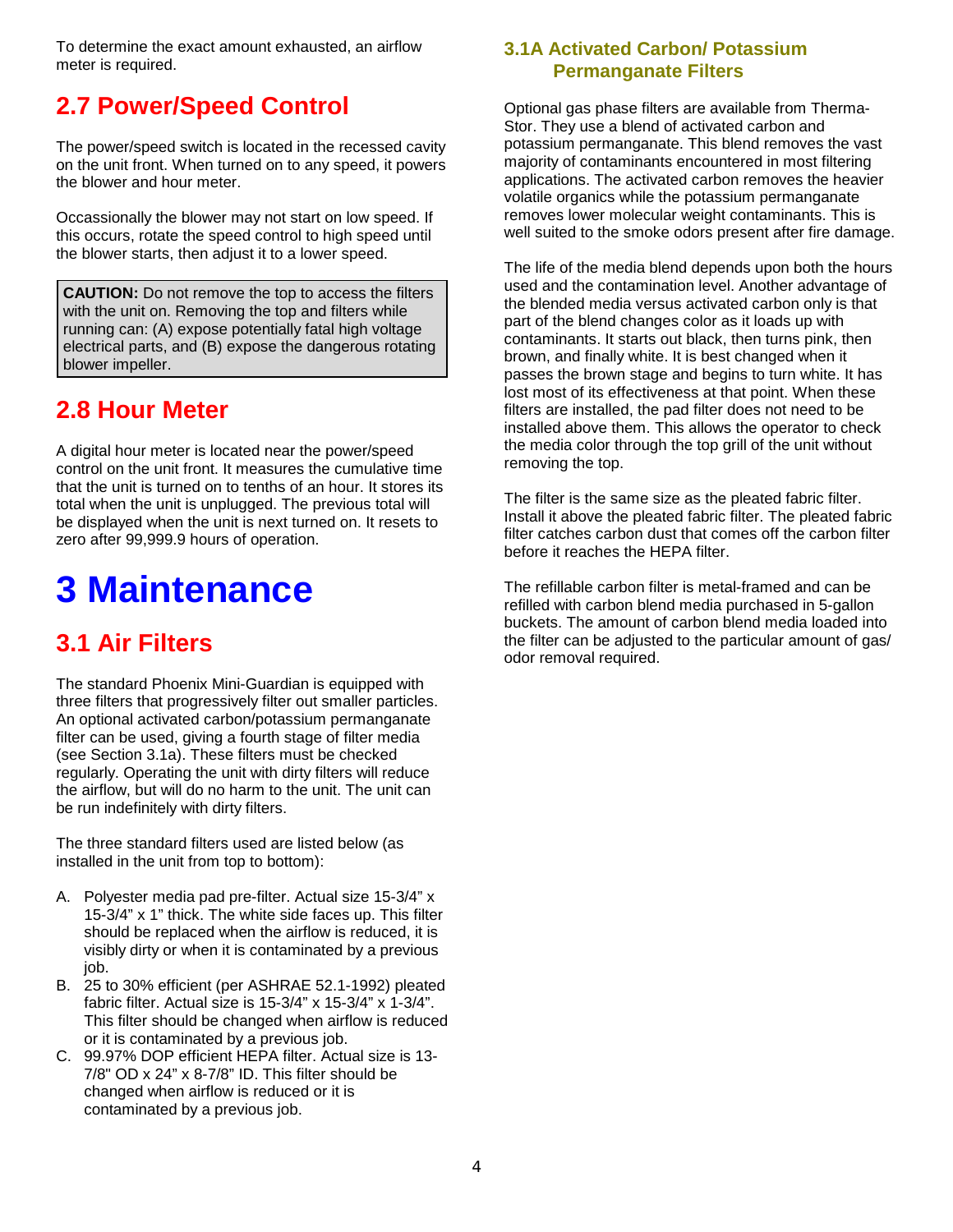To determine the exact amount exhausted, an airflow meter is required.

## 2.7 Power/Speed Control

The power/speed switch is located in the recessed cavity on the unit front. When turned on to any speed, it powers the blower and hour meter.

Occassionally the blower may not start on low speed. If this occurs, rotate the speed control to high speed until the blower starts, then adjust it to a lower speed.

**CAUTION:** Do not remove the top to access the filters with the unit on. Removing the top and filters while running can: (A) expose potentially fatal high voltage electrical parts, and (B) expose the dangerous rotating blower impeller.

## 2.8 Hour Meter

A digital hour meter is located near the power/speed control on the unit front. It measures the cumulative time that the unit is turned on to tenths of an hour. It stores its total when the unit is unplugged. The previous total will be displayed when the unit is next turned on. It resets to zero after 99,999.9 hours of operation.

# 3 Maintenance

## 3.1 Air Filters

The standard Phoenix Mini-Guardian is equipped with three filters that progressively filter out smaller particles. An optional activated carbon/potassium permanganate filter can be used, giving a fourth stage of filter media (see Section 3.1a). These filters must be checked regularly. Operating the unit with dirty filters will reduce the airflow, but will do no harm to the unit. The unit can be run indefinitely with dirty filters.

The three standard filters used are listed below (as installed in the unit from top to bottom):

A. Polyester media pad pre-filter. Actual size 15-3/4" x 15-3/4" x 1" thick. The white side faces up. This filter should be replaced when the airflow is reduced, it is visibly dirty or when it is contaminated by a previous job.
B. 25 to 30% efficient (per ASHRAE 52.1-1992) pleated fabric filter. Actual size is 15-3/4" x 15-3/4" x 1-3/4". This filter should be changed when airflow is reduced or it is contaminated by a previous job.
C. 99.97% DOP efficient HEPA filter. Actual size is 13-7/8" OD x 24" x 8-7/8" ID. This filter should be changed when airflow is reduced or it is contaminated by a previous job.

### 3.1A Activated Carbon/ Potassium Permanganate Filters

Optional gas phase filters are available from Therma-Stor. They use a blend of activated carbon and potassium permanganate. This blend removes the vast majority of contaminants encountered in most filtering applications. The activated carbon removes the heavier volatile organics while the potassium permanganate removes lower molecular weight contaminants. This is well suited to the smoke odors present after fire damage.

The life of the media blend depends upon both the hours used and the contamination level. Another advantage of the blended media versus activated carbon only is that part of the blend changes color as it loads up with contaminants. It starts out black, then turns pink, then brown, and finally white. It is best changed when it passes the brown stage and begins to turn white. It has lost most of its effectiveness at that point. When these filters are installed, the pad filter does not need to be installed above them. This allows the operator to check the media color through the top grill of the unit without removing the top.

The filter is the same size as the pleated fabric filter. Install it above the pleated fabric filter. The pleated fabric filter catches carbon dust that comes off the carbon filter before it reaches the HEPA filter.

The refillable carbon filter is metal-framed and can be refilled with carbon blend media purchased in 5-gallon buckets. The amount of carbon blend media loaded into the filter can be adjusted to the particular amount of gas/ odor removal required.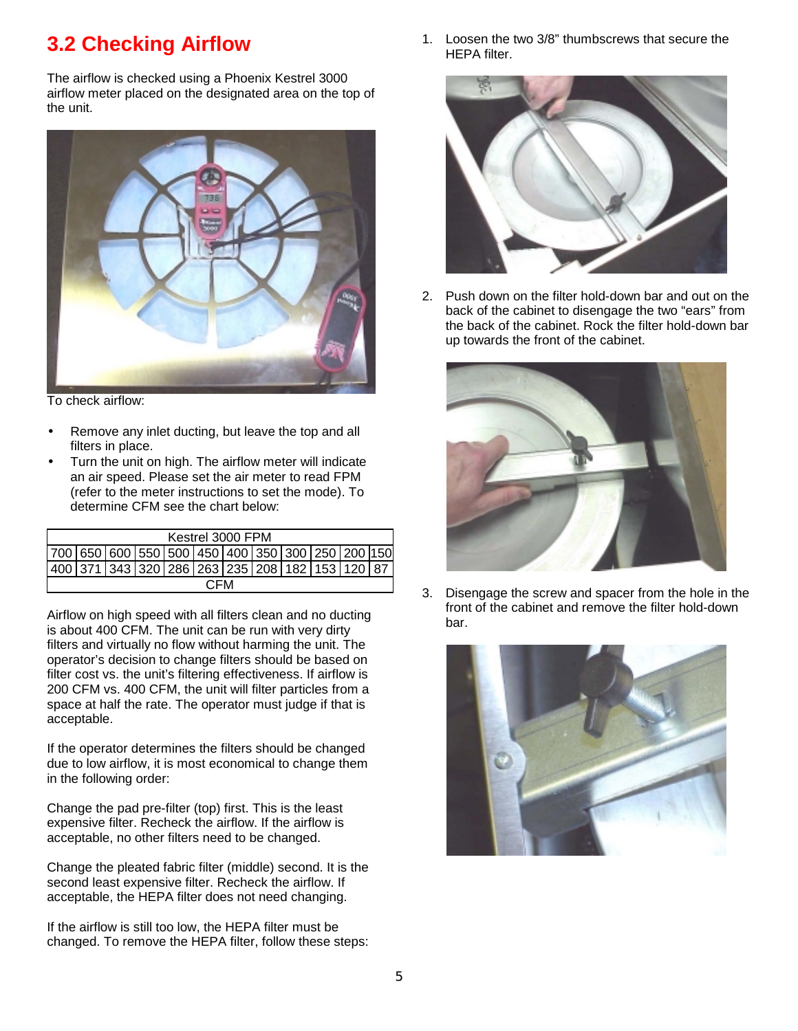## 3.2 Checking Airflow

The airflow is checked using a Phoenix Kestrel 3000 airflow meter placed on the designated area on the top of the unit.

To check airflow:

- Remove any inlet ducting, but leave the top and all filters in place.
- Turn the unit on high. The airflow meter will indicate an air speed. Please set the air meter to read FPM (refer to the meter instructions to set the mode). To determine CFM see the chart below:

| Kestrel 3000 FPM | | | | | | | | | | | |
|---|---|---|---|---|---|---|---|---|---|---|---|
| 700 | 650 | 600 | 550 | 500 | 450 | 400 | 350 | 300 | 250 | 200 | 150 |
| 400 | 371 | 343 | 320 | 286 | 263 | 235 | 208 | 182 | 153 | 120 | 87 |
| CFM | | | | | | | | | | | |

Airflow on high speed with all filters clean and no ducting is about 400 CFM. The unit can be run with very dirty filters and virtually no flow without harming the unit. The operator's decision to change filters should be based on filter cost vs. the unit's filtering effectiveness. If airflow is 200 CFM vs. 400 CFM, the unit will filter particles from a space at half the rate. The operator must judge if that is acceptable.

If the operator determines the filters should be changed due to low airflow, it is most economical to change them in the following order:

Change the pad pre-filter (top) first. This is the least expensive filter. Recheck the airflow. If the airflow is acceptable, no other filters need to be changed.

Change the pleated fabric filter (middle) second. It is the second least expensive filter. Recheck the airflow. If acceptable, the HEPA filter does not need changing.

If the airflow is still too low, the HEPA filter must be changed. To remove the HEPA filter, follow these steps:

1. Loosen the two 3/8" thumbscrews that secure the HEPA filter.

2. Push down on the filter hold-down bar and out on the back of the cabinet to disengage the two "ears" from the back of the cabinet. Rock the filter hold-down bar up towards the front of the cabinet.

3. Disengage the screw and spacer from the hole in the front of the cabinet and remove the filter hold-down bar.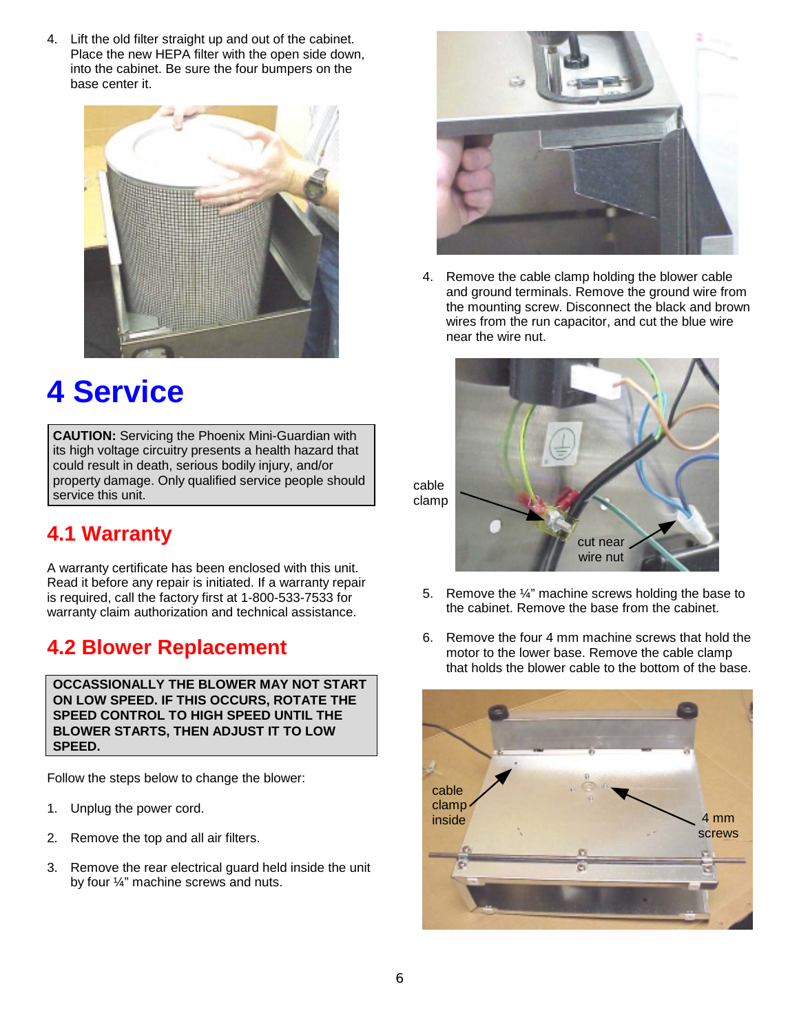4. Lift the old filter straight up and out of the cabinet. Place the new HEPA filter with the open side down, into the cabinet. Be sure the four bumpers on the base center it.

# 4 Service

**CAUTION:** Servicing the Phoenix Mini-Guardian with its high voltage circuitry presents a health hazard that could result in death, serious bodily injury, and/or property damage. Only qualified service people should service this unit.

## 4.1 Warranty

A warranty certificate has been enclosed with this unit. Read it before any repair is initiated. If a warranty repair is required, call the factory first at 1-800-533-7533 for warranty claim authorization and technical assistance.

## 4.2 Blower Replacement

**OCCASSIONALLY THE BLOWER MAY NOT START ON LOW SPEED. IF THIS OCCURS, ROTATE THE SPEED CONTROL TO HIGH SPEED UNTIL THE BLOWER STARTS, THEN ADJUST IT TO LOW SPEED.**

Follow the steps below to change the blower:

1. Unplug the power cord.
2. Remove the top and all air filters.
3. Remove the rear electrical guard held inside the unit by four ¼" machine screws and nuts.
4. Remove the cable clamp holding the blower cable and ground terminals. Remove the ground wire from the mounting screw. Disconnect the black and brown wires from the run capacitor, and cut the blue wire near the wire nut.

cable clamp

cut near wire nut

5. Remove the ¼" machine screws holding the base to the cabinet. Remove the base from the cabinet.
6. Remove the four 4 mm machine screws that hold the motor to the lower base. Remove the cable clamp that holds the blower cable to the bottom of the base.

cable clamp inside

4 mm screws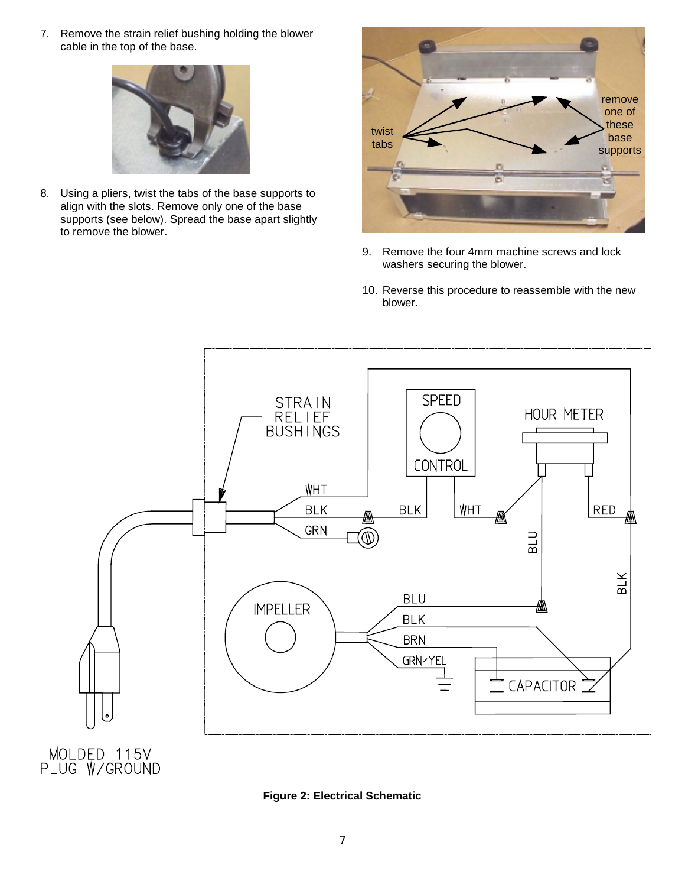7. Remove the strain relief bushing holding the blower cable in the top of the base.

8. Using a pliers, twist the tabs of the base supports to align with the slots. Remove only one of the base supports (see below). Spread the base apart slightly to remove the blower.

twist tabs

remove one of these base supports

9. Remove the four 4mm machine screws and lock washers securing the blower.

10. Reverse this procedure to reassemble with the new blower.

STRAIN RELIEF BUSHINGS

SPEED CONTROL

HOUR METER

WHT

BLK

GRN

BLK

WHT

RED

BLU

BLK

IMPELLER

BLU

BLK

BRN

GRN/YEL

CAPACITOR

MOLDED 115V PLUG W/GROUND

**Figure 2: Electrical Schematic**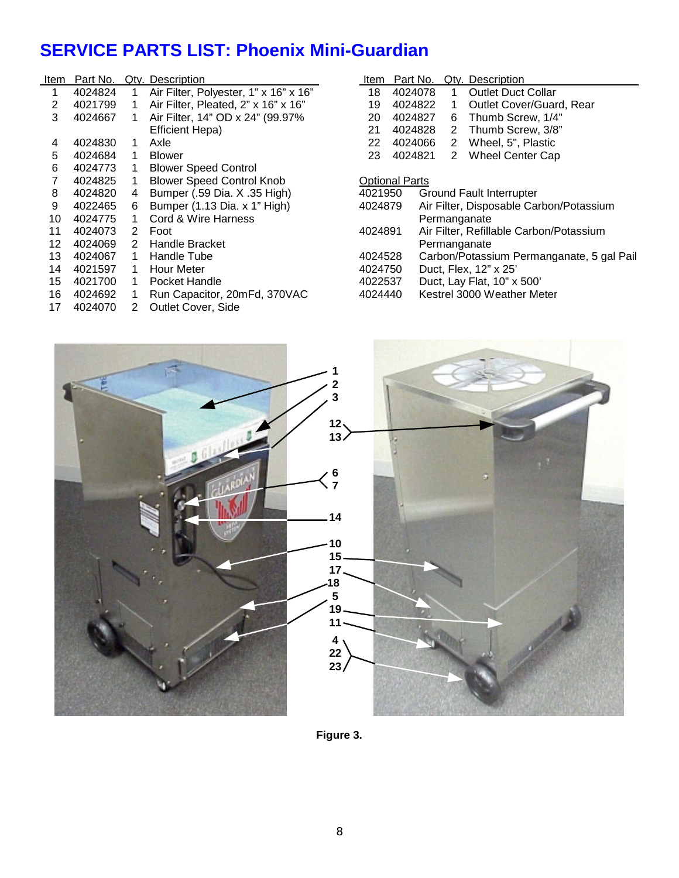# SERVICE PARTS LIST: Phoenix Mini-Guardian

| Item | Part No. | Qty. | Description |
|---|---|---|---|
| 1 | 4024824 | 1 | Air Filter, Polyester, 1" x 16" x 16" |
| 2 | 4021799 | 1 | Air Filter, Pleated, 2" x 16" x 16" |
| 3 | 4024667 | 1 | Air Filter, 14" OD x 24" (99.97% Efficient Hepa) |
| 4 | 4024830 | 1 | Axle |
| 5 | 4024684 | 1 | Blower |
| 6 | 4024773 | 1 | Blower Speed Control |
| 7 | 4024825 | 1 | Blower Speed Control Knob |
| 8 | 4024820 | 4 | Bumper (.59 Dia. X .35 High) |
| 9 | 4022465 | 6 | Bumper (1.13 Dia. x 1" High) |
| 10 | 4024775 | 1 | Cord & Wire Harness |
| 11 | 4024073 | 2 | Foot |
| 12 | 4024069 | 2 | Handle Bracket |
| 13 | 4024067 | 1 | Handle Tube |
| 14 | 4021597 | 1 | Hour Meter |
| 15 | 4021700 | 1 | Pocket Handle |
| 16 | 4024692 | 1 | Run Capacitor, 20mFd, 370VAC |
| 17 | 4024070 | 2 | Outlet Cover, Side |
| 18 | 4024078 | 1 | Outlet Duct Collar |
| 19 | 4024822 | 1 | Outlet Cover/Guard, Rear |
| 20 | 4024827 | 6 | Thumb Screw, 1/4" |
| 21 | 4024828 | 2 | Thumb Screw, 3/8" |
| 22 | 4024066 | 2 | Wheel, 5", Plastic |
| 23 | 4024821 | 2 | Wheel Center Cap |

Optional Parts

| | |
|---|---|
| 4021950 | Ground Fault Interrupter |
| 4024879 | Air Filter, Disposable Carbon/Potassium Permanganate |
| 4024891 | Air Filter, Refillable Carbon/Potassium Permanganate |
| 4024528 | Carbon/Potassium Permanganate, 5 gal Pail |
| 4024750 | Duct, Flex, 12" x 25' |
| 4022537 | Duct, Lay Flat, 10" x 500' |
| 4024440 | Kestrel 3000 Weather Meter |

1
2
3
12
13
6
7
14
10
15
17
18
5
19
11
4
22
23

**Figure 3.**